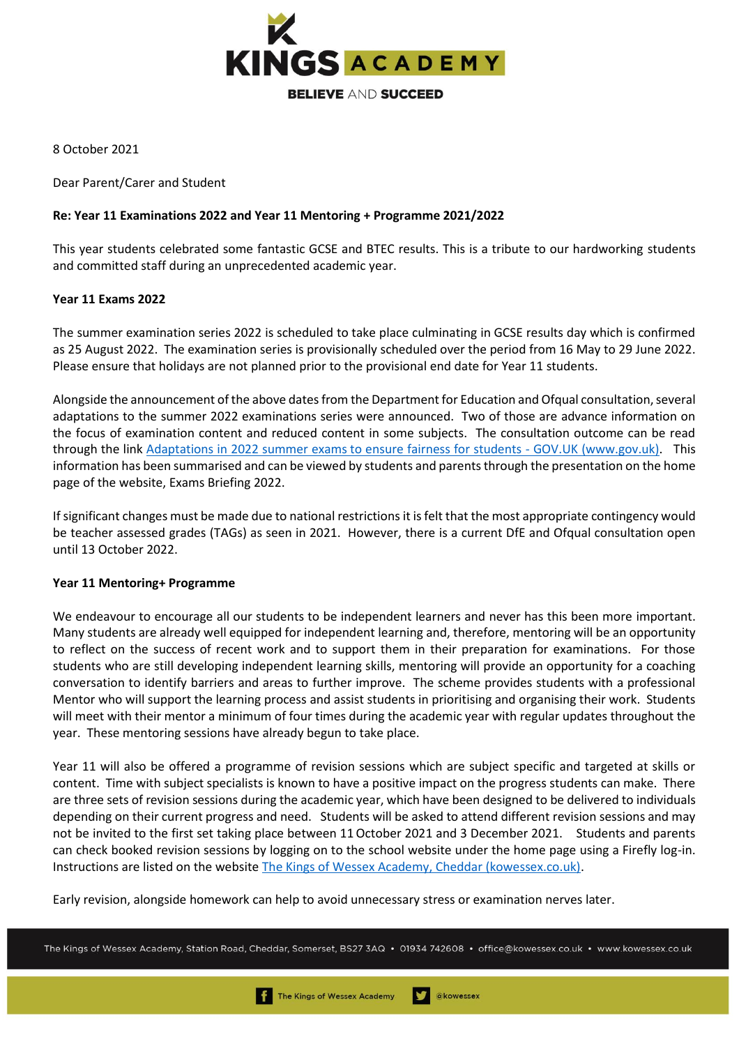8 October 2021

Dear Parent/Carer and Student

**Re: Year 11 Examinations 2022 and Year 11 Mentoring + Programme 2021/2022**

This year students celebrated some fantastic GCSE and BTEC results. This is a tribute to our hardworking students and committed staff during an unprecedented academic year.

**Year 11 Exams 2022**

The summer examination series 2022 is scheduled to take place culminating in GCSE results day which is confirmed as 25 August 2022. The examination series is provisionally scheduled over the period from 16 May to 29 June 2022. Please ensure that holidays are not planned prior to the provisional end date for Year 11 students.

Alongside the announcement of the above dates from the Department for Education and Ofqual consultation, several adaptations to the summer 2022 examinations series were announced. Two of those are advance information on the focus of examination content and reduced content in some subjects. The consultation outcome can be read through the link [Adaptations in 2022 summer exams to ensure fairness for students - GOV.UK (www.gov.uk)](). This information has been summarised and can be viewed by students and parents through the presentation on the home page of the website, Exams Briefing 2022.

If significant changes must be made due to national restrictions it is felt that the most appropriate contingency would be teacher assessed grades (TAGs) as seen in 2021. However, there is a current DfE and Ofqual consultation open until 13 October 2022.

**Year 11 Mentoring+ Programme**

We endeavour to encourage all our students to be independent learners and never has this been more important. Many students are already well equipped for independent learning and, therefore, mentoring will be an opportunity to reflect on the success of recent work and to support them in their preparation for examinations. For those students who are still developing independent learning skills, mentoring will provide an opportunity for a coaching conversation to identify barriers and areas to further improve. The scheme provides students with a professional Mentor who will support the learning process and assist students in prioritising and organising their work. Students will meet with their mentor a minimum of four times during the academic year with regular updates throughout the year. These mentoring sessions have already begun to take place.

Year 11 will also be offered a programme of revision sessions which are subject specific and targeted at skills or content. Time with subject specialists is known to have a positive impact on the progress students can make. There are three sets of revision sessions during the academic year, which have been designed to be delivered to individuals depending on their current progress and need. Students will be asked to attend different revision sessions and may not be invited to the first set taking place between 11 October 2021 and 3 December 2021. Students and parents can check booked revision sessions by logging on to the school website under the home page using a Firefly log-in. Instructions are listed on the website [The Kings of Wessex Academy, Cheddar (kowessex.co.uk)]().

Early revision, alongside homework can help to avoid unnecessary stress or examination nerves later.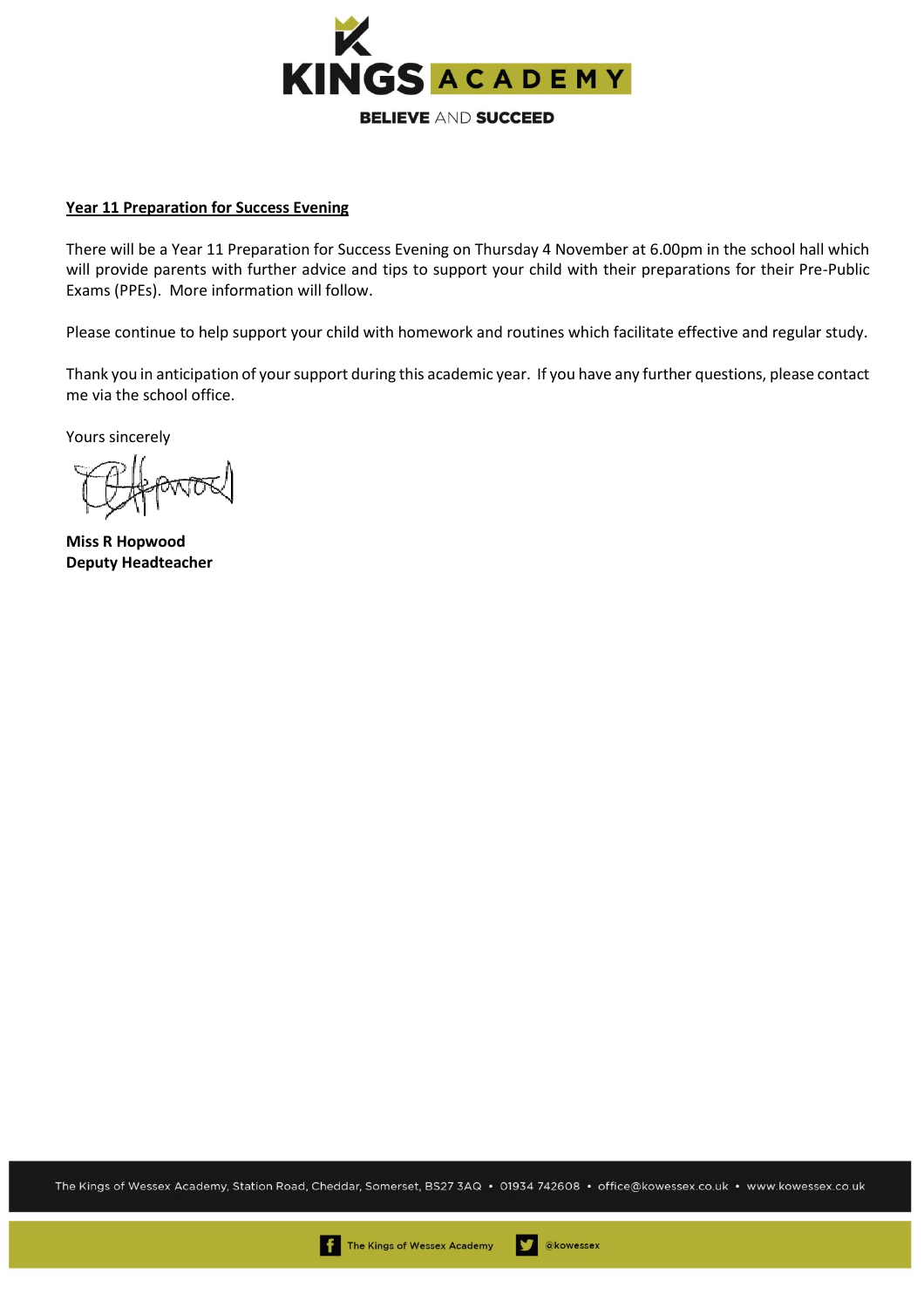**Year 11 Preparation for Success Evening**

There will be a Year 11 Preparation for Success Evening on Thursday 4 November at 6.00pm in the school hall which will provide parents with further advice and tips to support your child with their preparations for their Pre-Public Exams (PPEs). More information will follow.

Please continue to help support your child with homework and routines which facilitate effective and regular study.

Thank you in anticipation of your support during this academic year. If you have any further questions, please contact me via the school office.

Yours sincerely

**Miss R Hopwood**
**Deputy Headteacher**